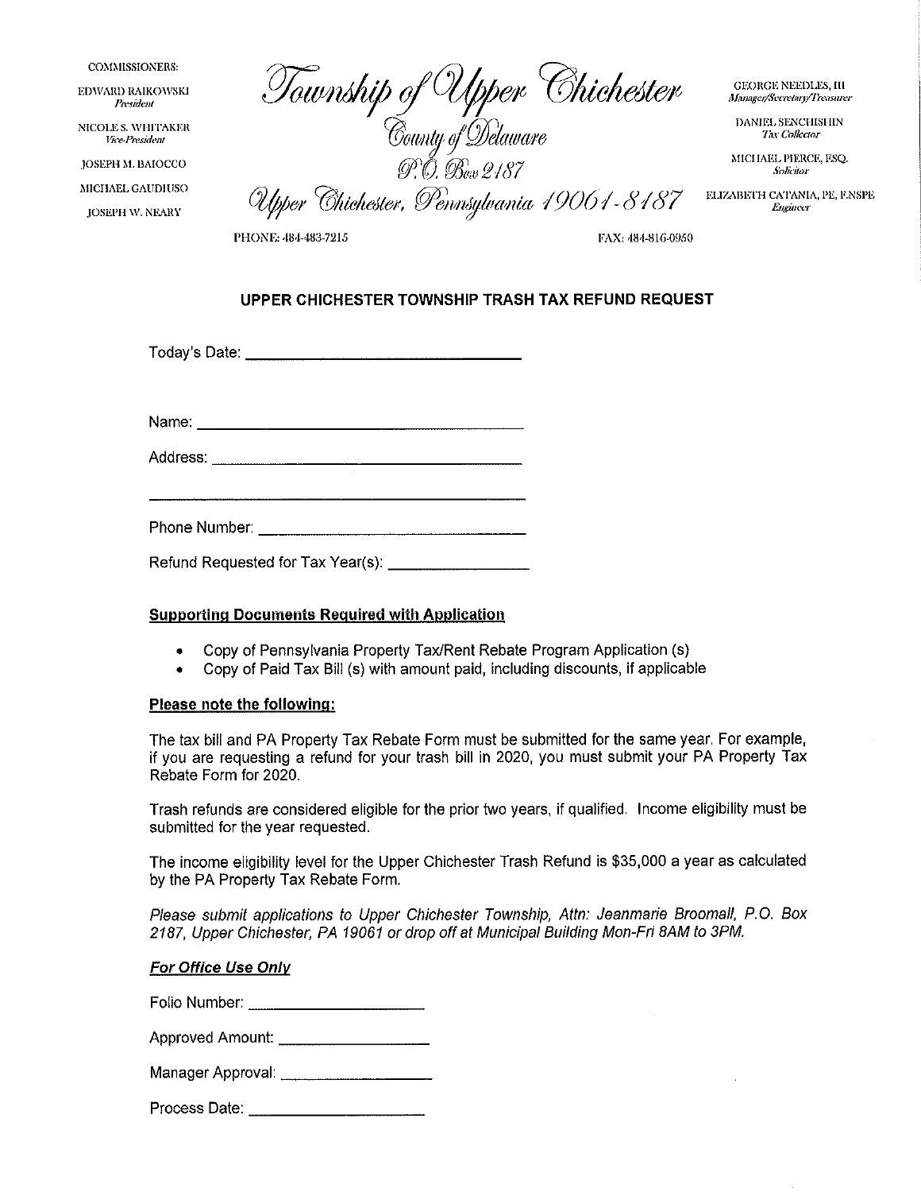COMMISSIONERS:

EDWARD RAIKOWSKI
*President*

NICOLE S. WHITAKER
*Vice-President*

JOSEPH M. BAIOCCO

MICHAEL GAUDIUSO

JOSEPH W. NEARY

# Township of Upper Chichester

County of Delaware
P.O. Box 2187
Upper Chichester, Pennsylvania 19061-8187

PHONE: 484-483-7215 FAX: 484-816-0950

GEORGE NEEDLES, III
*Manager/Secretary/Treasurer*

DANIEL SENCHISHIN
*Tax Collector*

MICHAEL PIERCE, ESQ.
*Solicitor*

ELIZABETH CATANIA, PE, F.NSPE
*Engineer*

## UPPER CHICHESTER TOWNSHIP TRASH TAX REFUND REQUEST

Today's Date: ______________________________

Name: ______________________________

Address: ______________________________

______________________________

Phone Number: ______________________________

Refund Requested for Tax Year(s): ______________

**Supporting Documents Required with Application**

- Copy of Pennsylvania Property Tax/Rent Rebate Program Application (s)
- Copy of Paid Tax Bill (s) with amount paid, including discounts, if applicable

**Please note the following:**

The tax bill and PA Property Tax Rebate Form must be submitted for the same year. For example, if you are requesting a refund for your trash bill in 2020, you must submit your PA Property Tax Rebate Form for 2020.

Trash refunds are considered eligible for the prior two years, if qualified. Income eligibility must be submitted for the year requested.

The income eligibility level for the Upper Chichester Trash Refund is $35,000 a year as calculated by the PA Property Tax Rebate Form.

*Please submit applications to Upper Chichester Township, Attn: Jeanmarie Broomall, P.O. Box 2187, Upper Chichester, PA 19061 or drop off at Municipal Building Mon-Fri 8AM to 3PM.*

***For Office Use Only***

Folio Number: ____________________

Approved Amount: ____________________

Manager Approval: ____________________

Process Date: ____________________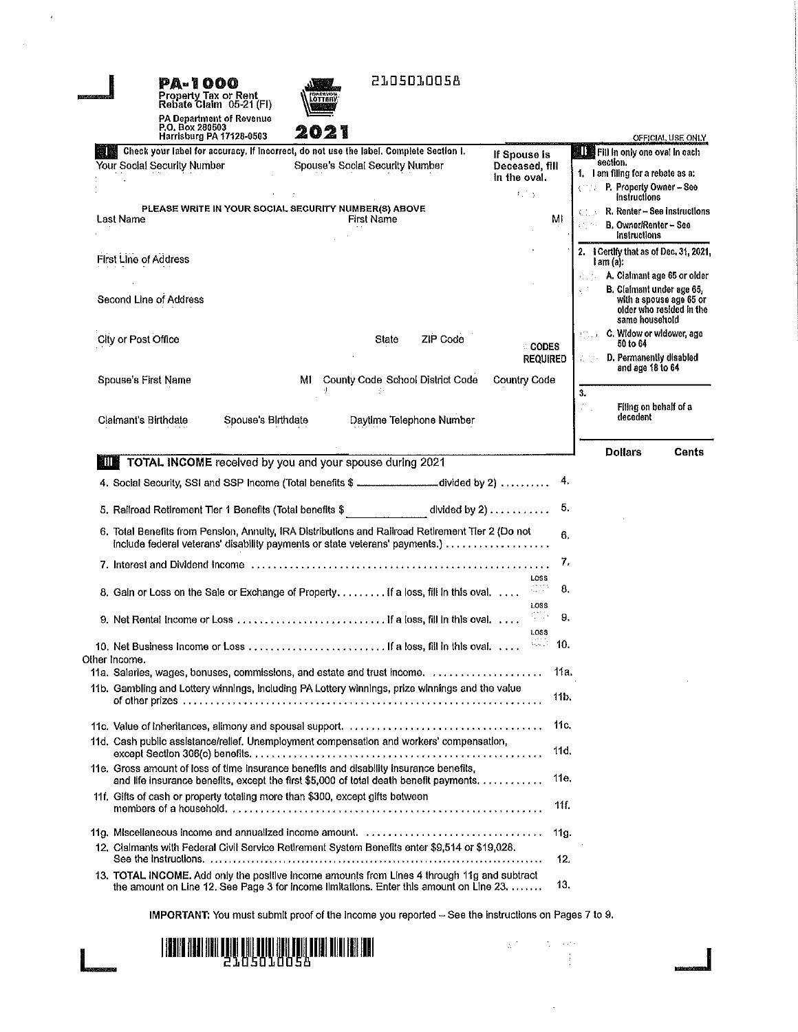# PA-1000

**Property Tax or Rent Rebate Claim** 05-21 (FI)

PA Department of Revenue
P.O. Box 280503
Harrisburg PA 17128-0503

2105010058

**2021**

OFFICIAL USE ONLY

## I

Check your label for accuracy. If incorrect, do not use the label. Complete Section I.

Your Social Security Number

Spouse's Social Security Number

If Spouse is Deceased, fill in the oval.

PLEASE WRITE IN YOUR SOCIAL SECURITY NUMBER(S) ABOVE

Last Name

First Name

MI

First Line of Address

Second Line of Address

City or Post Office

State

ZIP Code

CODES REQUIRED

Spouse's First Name

MI

County Code

School District Code

Country Code

Claimant's Birthdate

Spouse's Birthdate

Daytime Telephone Number

## II

Fill in only one oval in each section.

1. I am filing for a rebate as a:
   - P. Property Owner – See Instructions
   - R. Renter – See Instructions
   - B. Owner/Renter – See Instructions
2. I Certify that as of Dec. 31, 2021, I am (a):
   - A. Claimant age 65 or older
   - B. Claimant under age 65, with a spouse age 65 or older who resided in the same household
   - C. Widow or widower, age 50 to 64
   - D. Permanently disabled and age 18 to 64
3. Filing on behalf of a decedent

## III TOTAL INCOME received by you and your spouse during 2021

| | | Dollars | Cents |
|---|---|---|---|
| 4. Social Security, SSI and SSP Income (Total benefits $ ____________ divided by 2) | 4. | | |
| 5. Railroad Retirement Tier 1 Benefits (Total benefits $ ____________ divided by 2) | 5. | | |
| 6. Total Benefits from Pension, Annuity, IRA Distributions and Railroad Retirement Tier 2 (Do not include federal veterans' disability payments or state veterans' payments.) | 6. | | |
| 7. Interest and Dividend Income | 7. | | |
| 8. Gain or Loss on the Sale or Exchange of Property ......... If a loss, fill in this oval. LOSS | 8. | | |
| 9. Net Rental Income or Loss ......... If a loss, fill in this oval. LOSS | 9. | | |
| 10. Net Business Income or Loss ......... If a loss, fill in this oval. LOSS | 10. | | |
| Other Income. | | | |
| 11a. Salaries, wages, bonuses, commissions, and estate and trust income. | 11a. | | |
| 11b. Gambling and Lottery winnings, including PA Lottery winnings, prize winnings and the value of other prizes | 11b. | | |
| 11c. Value of inheritances, alimony and spousal support. | 11c. | | |
| 11d. Cash public assistance/relief. Unemployment compensation and workers' compensation, except Section 306(c) benefits. | 11d. | | |
| 11e. Gross amount of loss of time insurance benefits and disability insurance benefits, and life insurance benefits, except the first $5,000 of total death benefit payments. | 11e. | | |
| 11f. Gifts of cash or property totaling more than $300, except gifts between members of a household. | 11f. | | |
| 11g. Miscellaneous income and annualized income amount. | 11g. | | |
| 12. Claimants with Federal Civil Service Retirement System Benefits enter $9,514 or $19,028. See the Instructions. | 12. | | |
| 13. **TOTAL INCOME.** Add only the positive income amounts from Lines 4 through 11g and subtract the amount on Line 12. See Page 3 for income limitations. Enter this amount on Line 23. | 13. | | |

**IMPORTANT:** You must submit proof of the income you reported – See the instructions on Pages 7 to 9.

2105010058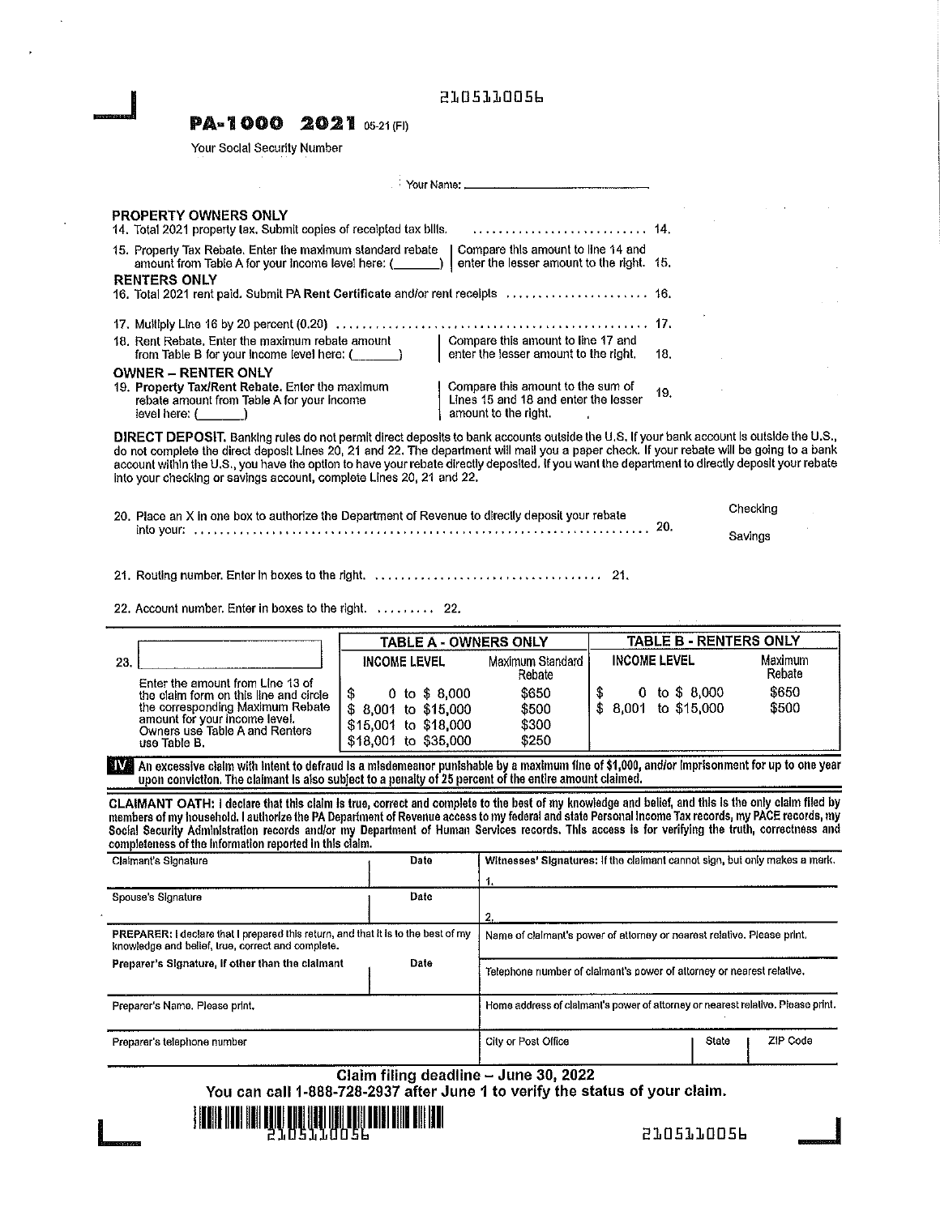2105110056

**PA-1000 2021** 05-21 (FI)

Your Social Security Number

Your Name: ______________________

**PROPERTY OWNERS ONLY**

14. Total 2021 property tax. Submit copies of receipted tax bills. .......................... 14.

15. Property Tax Rebate. Enter the maximum standard rebate amount from Table A for your income level here: (_______) | Compare this amount to line 14 and enter the lesser amount to the right. 15.

**RENTERS ONLY**

16. Total 2021 rent paid. Submit PA **Rent Certificate** and/or rent receipts ..................... 16.

17. Multiply Line 16 by 20 percent (0.20) ................................................ 17.

18. Rent Rebate. Enter the maximum rebate amount from Table B for your income level here: (_______) | Compare this amount to line 17 and enter the lesser amount to the right. 18.

**OWNER – RENTER ONLY**

19. **Property Tax/Rent Rebate.** Enter the maximum rebate amount from Table A for your income level here: (_______) | Compare this amount to the sum of Lines 15 and 18 and enter the lesser amount to the right. 19.

**DIRECT DEPOSIT.** Banking rules do not permit direct deposits to bank accounts outside the U.S. If your bank account is outside the U.S., do not complete the direct deposit Lines 20, 21 and 22. The department will mail you a paper check. If your rebate will be going to a bank account within the U.S., you have the option to have your rebate directly deposited. If you want the department to directly deposit your rebate into your checking or savings account, complete Lines 20, 21 and 22.

20. Place an X in one box to authorize the Department of Revenue to directly deposit your rebate into your: .................................................................. 20. Checking / Savings

21. Routing number. Enter in boxes to the right. .................................. 21.

22. Account number. Enter in boxes to the right. ......... 22.

23. [ ] Enter the amount from Line 13 of the claim form on this line and circle the corresponding Maximum Rebate amount for your income level. Owners use Table A and Renters use Table B.

| TABLE A - OWNERS ONLY | | TABLE B - RENTERS ONLY | |
|---|---|---|---|
| INCOME LEVEL | Maximum Standard Rebate | INCOME LEVEL | Maximum Rebate |
| $ 0 to $ 8,000 | $650 | $ 0 to $ 8,000 | $650 |
| $ 8,001 to $15,000 | $500 | $ 8,001 to $15,000 | $500 |
| $15,001 to $18,000 | $300 | | |
| $18,001 to $35,000 | $250 | | |

**IV** **An excessive claim with intent to defraud is a misdemeanor punishable by a maximum fine of $1,000, and/or imprisonment for up to one year upon conviction. The claimant is also subject to a penalty of 25 percent of the entire amount claimed.**

**CLAIMANT OATH: I declare that this claim is true, correct and complete to the best of my knowledge and belief, and this is the only claim filed by members of my household. I authorize the PA Department of Revenue access to my federal and state Personal Income Tax records, my PACE records, my Social Security Administration records and/or my Department of Human Services records. This access is for verifying the truth, correctness and completeness of the information reported in this claim.**

| Claimant's Signature | Date | **Witnesses' Signatures:** If the claimant cannot sign, but only makes a mark. |
|---|---|---|
| | | 1. |
| Spouse's Signature | Date | 2. |
| **PREPARER:** I declare that I prepared this return, and that it is to the best of my knowledge and belief, true, correct and complete. | | Name of claimant's power of attorney or nearest relative. Please print. |
| **Preparer's Signature, if other than the claimant** | **Date** | Telephone number of claimant's power of attorney or nearest relative. |
| Preparer's Name. Please print. | | Home address of claimant's power of attorney or nearest relative. Please print. |
| Preparer's telephone number | | City or Post Office / State / ZIP Code |

**Claim filing deadline – June 30, 2022**

**You can call 1-888-728-2937 after June 1 to verify the status of your claim.**

2105110056

2105110056